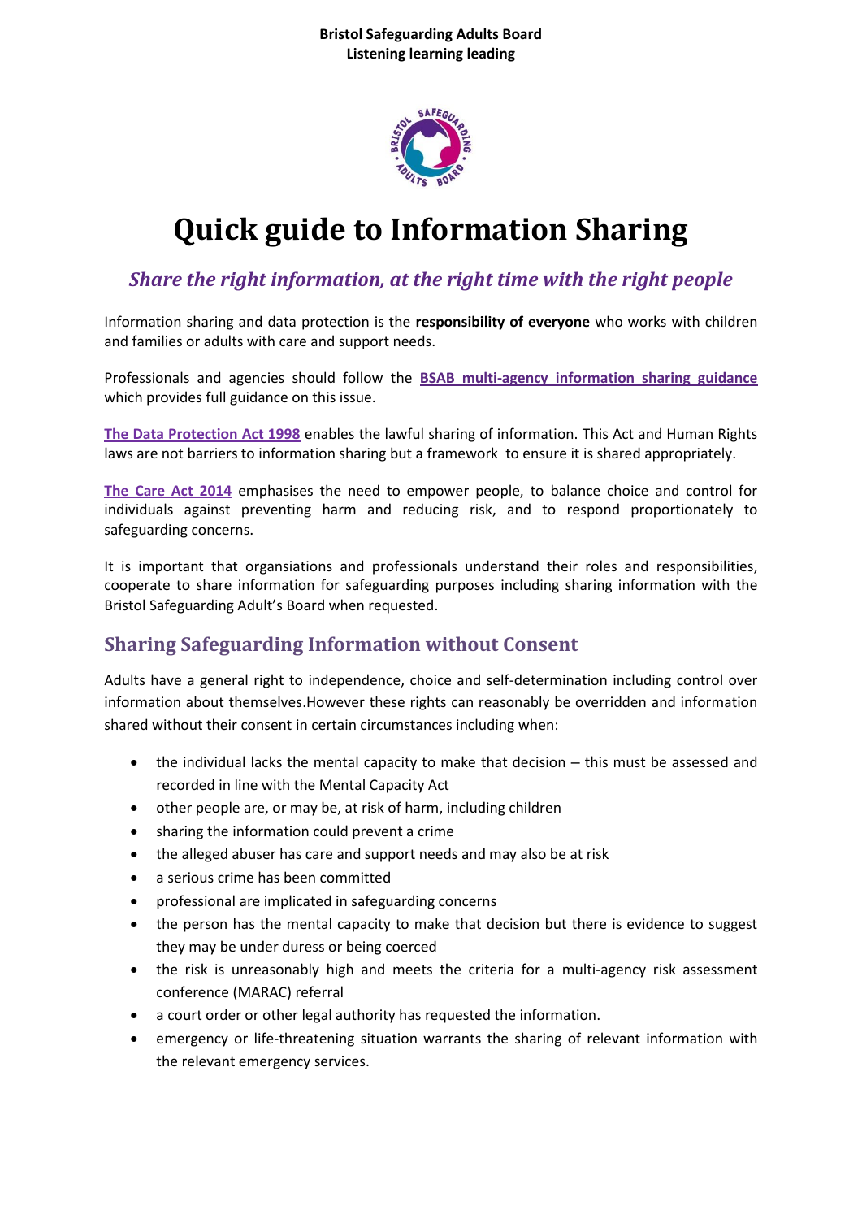**Bristol Safeguarding Adults Board**
**Listening learning leading**

# Quick guide to Information Sharing

## *Share the right information, at the right time with the right people*

Information sharing and data protection is the **responsibility of everyone** who works with children and families or adults with care and support needs.

Professionals and agencies should follow the **BSAB multi-agency information sharing guidance** which provides full guidance on this issue.

**The Data Protection Act 1998** enables the lawful sharing of information. This Act and Human Rights laws are not barriers to information sharing but a framework to ensure it is shared appropriately.

**The Care Act 2014** emphasises the need to empower people, to balance choice and control for individuals against preventing harm and reducing risk, and to respond proportionately to safeguarding concerns.

It is important that organisations and professionals understand their roles and responsibilities, cooperate to share information for safeguarding purposes including sharing information with the Bristol Safeguarding Adult's Board when requested.

## Sharing Safeguarding Information without Consent

Adults have a general right to independence, choice and self-determination including control over information about themselves.However these rights can reasonably be overridden and information shared without their consent in certain circumstances including when:

- the individual lacks the mental capacity to make that decision – this must be assessed and recorded in line with the Mental Capacity Act
- other people are, or may be, at risk of harm, including children
- sharing the information could prevent a crime
- the alleged abuser has care and support needs and may also be at risk
- a serious crime has been committed
- professional are implicated in safeguarding concerns
- the person has the mental capacity to make that decision but there is evidence to suggest they may be under duress or being coerced
- the risk is unreasonably high and meets the criteria for a multi-agency risk assessment conference (MARAC) referral
- a court order or other legal authority has requested the information.
- emergency or life-threatening situation warrants the sharing of relevant information with the relevant emergency services.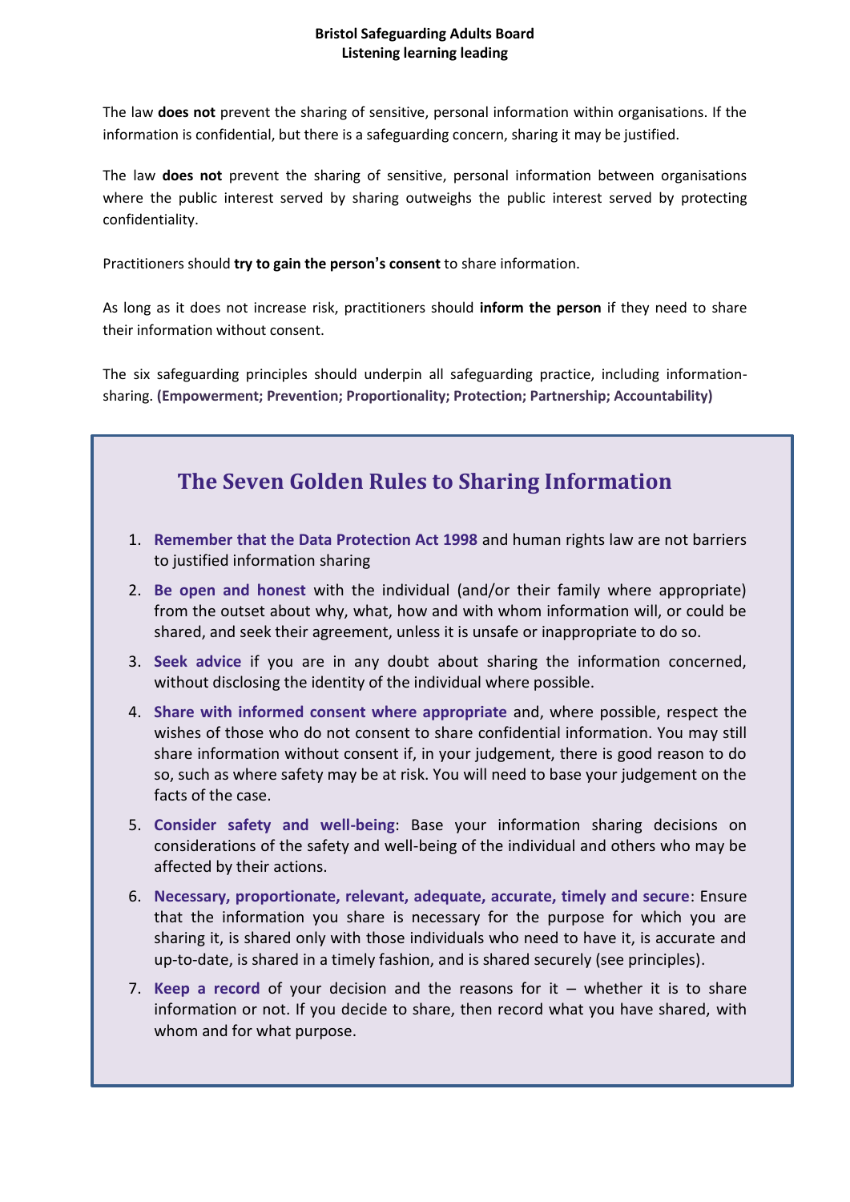The law **does not** prevent the sharing of sensitive, personal information within organisations. If the information is confidential, but there is a safeguarding concern, sharing it may be justified.

The law **does not** prevent the sharing of sensitive, personal information between organisations where the public interest served by sharing outweighs the public interest served by protecting confidentiality.

Practitioners should **try to gain the person's consent** to share information.

As long as it does not increase risk, practitioners should **inform the person** if they need to share their information without consent.

The six safeguarding principles should underpin all safeguarding practice, including information-sharing. **(Empowerment; Prevention; Proportionality; Protection; Partnership; Accountability)**

## The Seven Golden Rules to Sharing Information

1. **Remember that the Data Protection Act 1998** and human rights law are not barriers to justified information sharing
2. **Be open and honest** with the individual (and/or their family where appropriate) from the outset about why, what, how and with whom information will, or could be shared, and seek their agreement, unless it is unsafe or inappropriate to do so.
3. **Seek advice** if you are in any doubt about sharing the information concerned, without disclosing the identity of the individual where possible.
4. **Share with informed consent where appropriate** and, where possible, respect the wishes of those who do not consent to share confidential information. You may still share information without consent if, in your judgement, there is good reason to do so, such as where safety may be at risk. You will need to base your judgement on the facts of the case.
5. **Consider safety and well-being**: Base your information sharing decisions on considerations of the safety and well-being of the individual and others who may be affected by their actions.
6. **Necessary, proportionate, relevant, adequate, accurate, timely and secure**: Ensure that the information you share is necessary for the purpose for which you are sharing it, is shared only with those individuals who need to have it, is accurate and up-to-date, is shared in a timely fashion, and is shared securely (see principles).
7. **Keep a record** of your decision and the reasons for it – whether it is to share information or not. If you decide to share, then record what you have shared, with whom and for what purpose.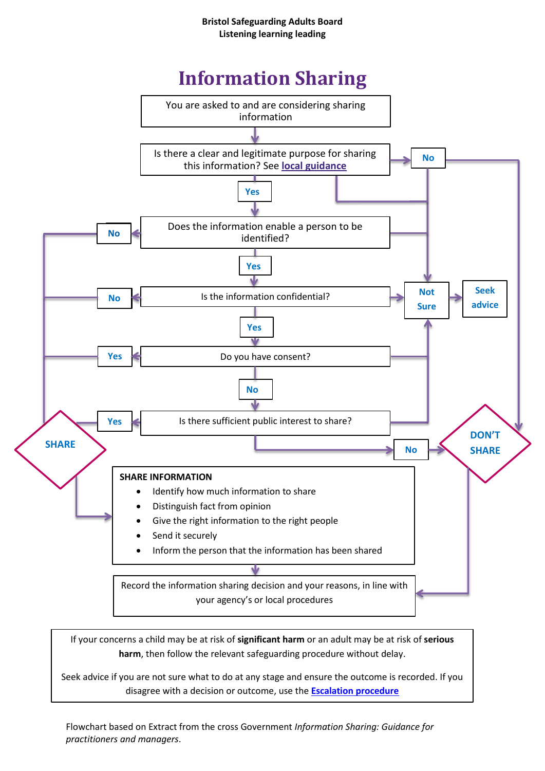**Bristol Safeguarding Adults Board**
**Listening learning leading**

# Information Sharing

You are asked to and are considering sharing information

Is there a clear and legitimate purpose for sharing this information? See [local guidance]

Yes

No

Does the information enable a person to be identified?

No

Yes

Is the information confidential?

No

Not Sure

Seek advice

Yes

Do you have consent?

Yes

No

Is there sufficient public interest to share?

Yes

No

SHARE

DON'T SHARE

**SHARE INFORMATION**

- Identify how much information to share
- Distinguish fact from opinion
- Give the right information to the right people
- Send it securely
- Inform the person that the information has been shared

Record the information sharing decision and your reasons, in line with your agency's or local procedures

If your concerns a child may be at risk of **significant harm** or an adult may be at risk of **serious harm**, then follow the relevant safeguarding procedure without delay.

Seek advice if you are not sure what to do at any stage and ensure the outcome is recorded. If you disagree with a decision or outcome, use the [Escalation procedure]

Flowchart based on Extract from the cross Government *Information Sharing: Guidance for practitioners and managers*.